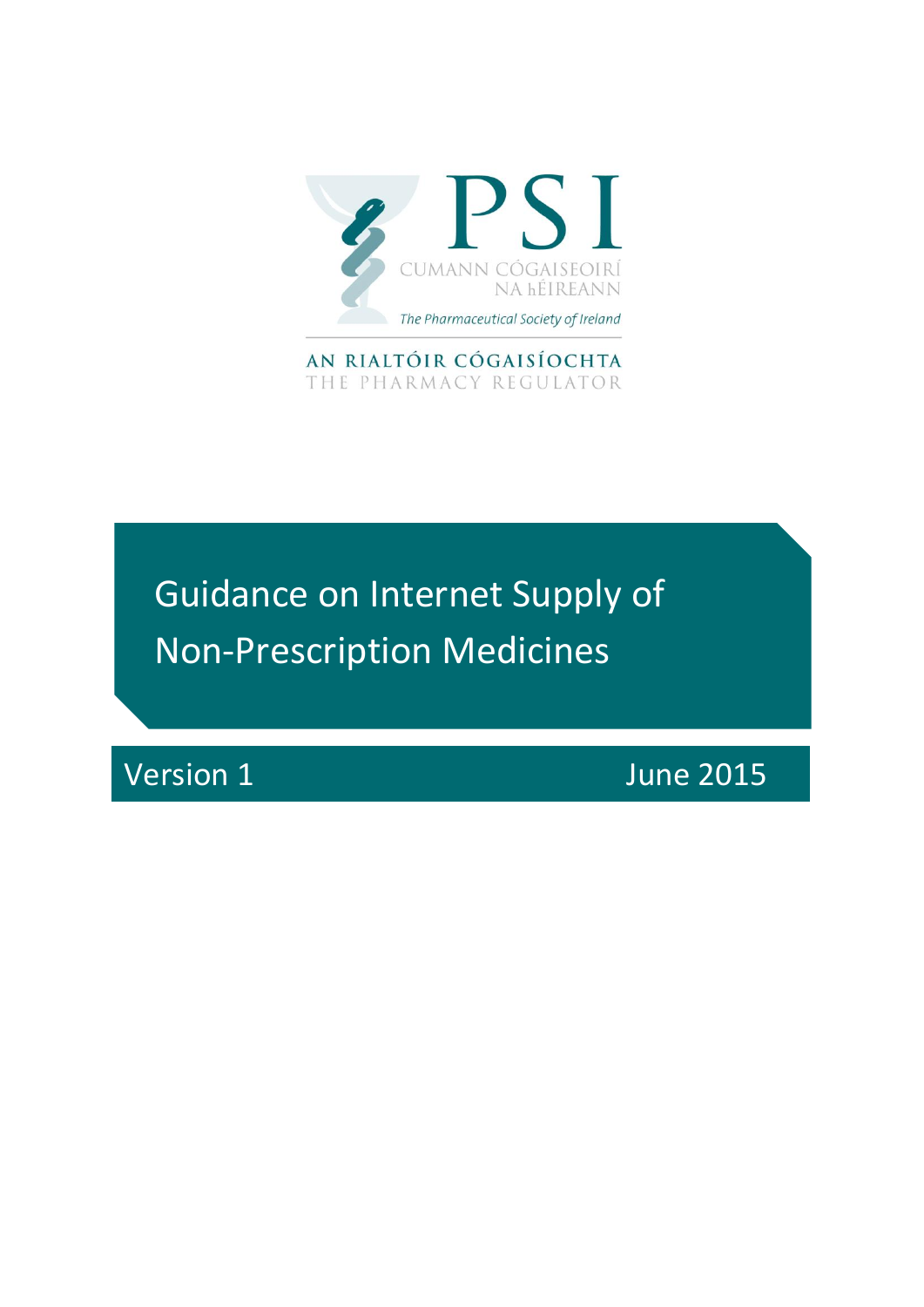PSI

CUMANN CÓGAISEOIRÍ NA hÉIREANN

*The Pharmaceutical Society of Ireland*

AN RIALTÓIR CÓGAISÍOCHTA

THE PHARMACY REGULATOR

# Guidance on Internet Supply of Non-Prescription Medicines

Version 1 June 2015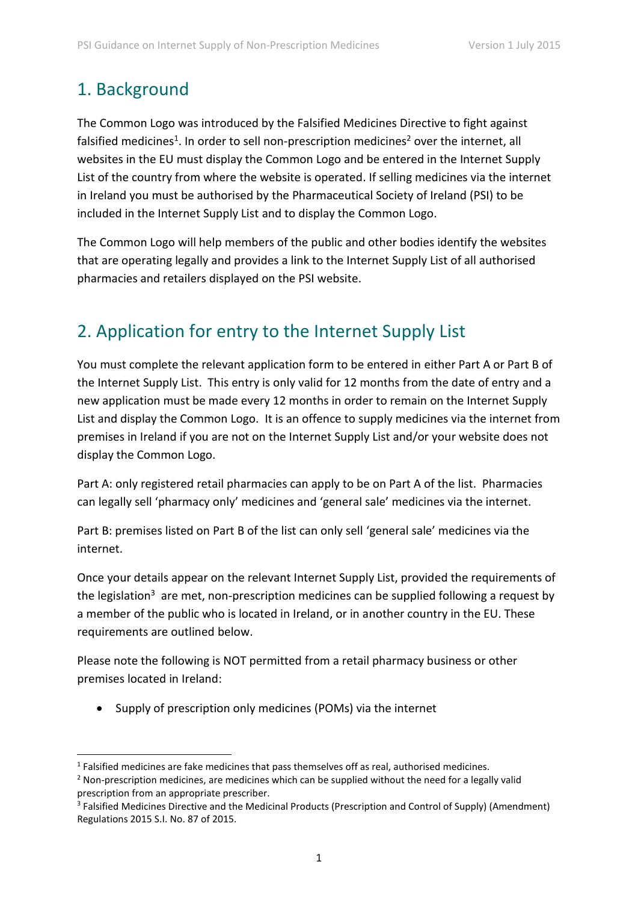## 1. Background

The Common Logo was introduced by the Falsified Medicines Directive to fight against falsified medicines[1]. In order to sell non-prescription medicines[2] over the internet, all websites in the EU must display the Common Logo and be entered in the Internet Supply List of the country from where the website is operated. If selling medicines via the internet in Ireland you must be authorised by the Pharmaceutical Society of Ireland (PSI) to be included in the Internet Supply List and to display the Common Logo.

The Common Logo will help members of the public and other bodies identify the websites that are operating legally and provides a link to the Internet Supply List of all authorised pharmacies and retailers displayed on the PSI website.

## 2. Application for entry to the Internet Supply List

You must complete the relevant application form to be entered in either Part A or Part B of the Internet Supply List. This entry is only valid for 12 months from the date of entry and a new application must be made every 12 months in order to remain on the Internet Supply List and display the Common Logo. It is an offence to supply medicines via the internet from premises in Ireland if you are not on the Internet Supply List and/or your website does not display the Common Logo.

Part A: only registered retail pharmacies can apply to be on Part A of the list. Pharmacies can legally sell 'pharmacy only' medicines and 'general sale' medicines via the internet.

Part B: premises listed on Part B of the list can only sell 'general sale' medicines via the internet.

Once your details appear on the relevant Internet Supply List, provided the requirements of the legislation[3] are met, non-prescription medicines can be supplied following a request by a member of the public who is located in Ireland, or in another country in the EU. These requirements are outlined below.

Please note the following is NOT permitted from a retail pharmacy business or other premises located in Ireland:

- Supply of prescription only medicines (POMs) via the internet

---

[1] Falsified medicines are fake medicines that pass themselves off as real, authorised medicines.

[2] Non-prescription medicines, are medicines which can be supplied without the need for a legally valid prescription from an appropriate prescriber.

[3] Falsified Medicines Directive and the Medicinal Products (Prescription and Control of Supply) (Amendment) Regulations 2015 S.I. No. 87 of 2015.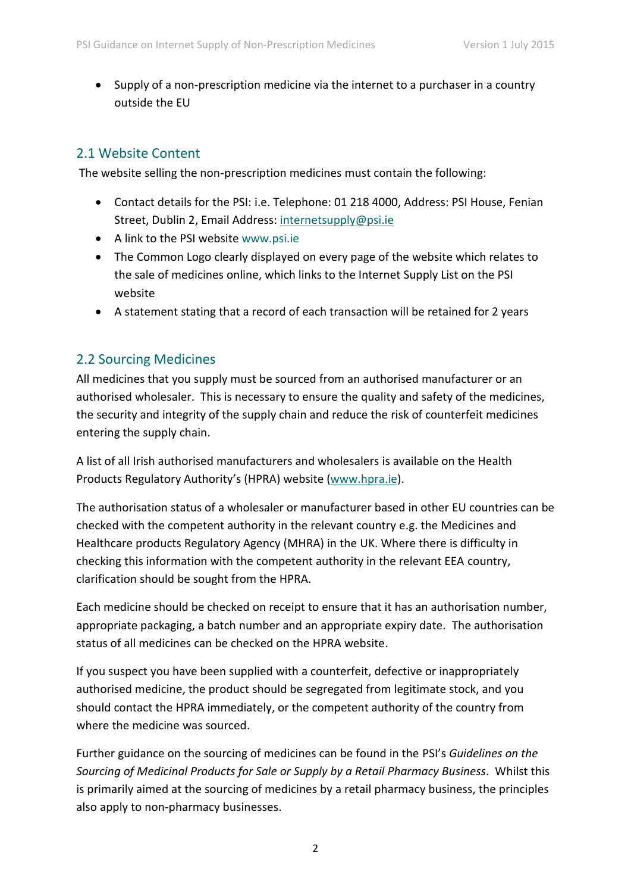- Supply of a non-prescription medicine via the internet to a purchaser in a country outside the EU

## 2.1 Website Content

The website selling the non-prescription medicines must contain the following:

- Contact details for the PSI: i.e. Telephone: 01 218 4000, Address: PSI House, Fenian Street, Dublin 2, Email Address: internetsupply@psi.ie
- A link to the PSI website www.psi.ie
- The Common Logo clearly displayed on every page of the website which relates to the sale of medicines online, which links to the Internet Supply List on the PSI website
- A statement stating that a record of each transaction will be retained for 2 years

## 2.2 Sourcing Medicines

All medicines that you supply must be sourced from an authorised manufacturer or an authorised wholesaler. This is necessary to ensure the quality and safety of the medicines, the security and integrity of the supply chain and reduce the risk of counterfeit medicines entering the supply chain.

A list of all Irish authorised manufacturers and wholesalers is available on the Health Products Regulatory Authority's (HPRA) website (www.hpra.ie).

The authorisation status of a wholesaler or manufacturer based in other EU countries can be checked with the competent authority in the relevant country e.g. the Medicines and Healthcare products Regulatory Agency (MHRA) in the UK. Where there is difficulty in checking this information with the competent authority in the relevant EEA country, clarification should be sought from the HPRA.

Each medicine should be checked on receipt to ensure that it has an authorisation number, appropriate packaging, a batch number and an appropriate expiry date. The authorisation status of all medicines can be checked on the HPRA website.

If you suspect you have been supplied with a counterfeit, defective or inappropriately authorised medicine, the product should be segregated from legitimate stock, and you should contact the HPRA immediately, or the competent authority of the country from where the medicine was sourced.

Further guidance on the sourcing of medicines can be found in the PSI's *Guidelines on the Sourcing of Medicinal Products for Sale or Supply by a Retail Pharmacy Business*. Whilst this is primarily aimed at the sourcing of medicines by a retail pharmacy business, the principles also apply to non-pharmacy businesses.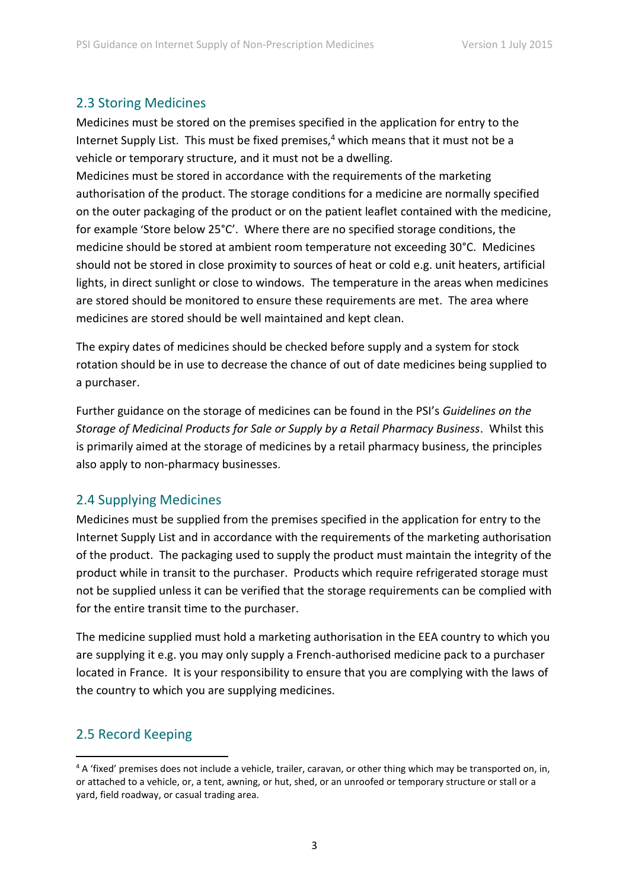## 2.3 Storing Medicines

Medicines must be stored on the premises specified in the application for entry to the Internet Supply List. This must be fixed premises,[4] which means that it must not be a vehicle or temporary structure, and it must not be a dwelling.

Medicines must be stored in accordance with the requirements of the marketing authorisation of the product. The storage conditions for a medicine are normally specified on the outer packaging of the product or on the patient leaflet contained with the medicine, for example 'Store below 25°C'. Where there are no specified storage conditions, the medicine should be stored at ambient room temperature not exceeding 30°C. Medicines should not be stored in close proximity to sources of heat or cold e.g. unit heaters, artificial lights, in direct sunlight or close to windows. The temperature in the areas when medicines are stored should be monitored to ensure these requirements are met. The area where medicines are stored should be well maintained and kept clean.

The expiry dates of medicines should be checked before supply and a system for stock rotation should be in use to decrease the chance of out of date medicines being supplied to a purchaser.

Further guidance on the storage of medicines can be found in the PSI's *Guidelines on the Storage of Medicinal Products for Sale or Supply by a Retail Pharmacy Business*. Whilst this is primarily aimed at the storage of medicines by a retail pharmacy business, the principles also apply to non-pharmacy businesses.

## 2.4 Supplying Medicines

Medicines must be supplied from the premises specified in the application for entry to the Internet Supply List and in accordance with the requirements of the marketing authorisation of the product. The packaging used to supply the product must maintain the integrity of the product while in transit to the purchaser. Products which require refrigerated storage must not be supplied unless it can be verified that the storage requirements can be complied with for the entire transit time to the purchaser.

The medicine supplied must hold a marketing authorisation in the EEA country to which you are supplying it e.g. you may only supply a French-authorised medicine pack to a purchaser located in France. It is your responsibility to ensure that you are complying with the laws of the country to which you are supplying medicines.

## 2.5 Record Keeping

---

[4] A 'fixed' premises does not include a vehicle, trailer, caravan, or other thing which may be transported on, in, or attached to a vehicle, or, a tent, awning, or hut, shed, or an unroofed or temporary structure or stall or a yard, field roadway, or casual trading area.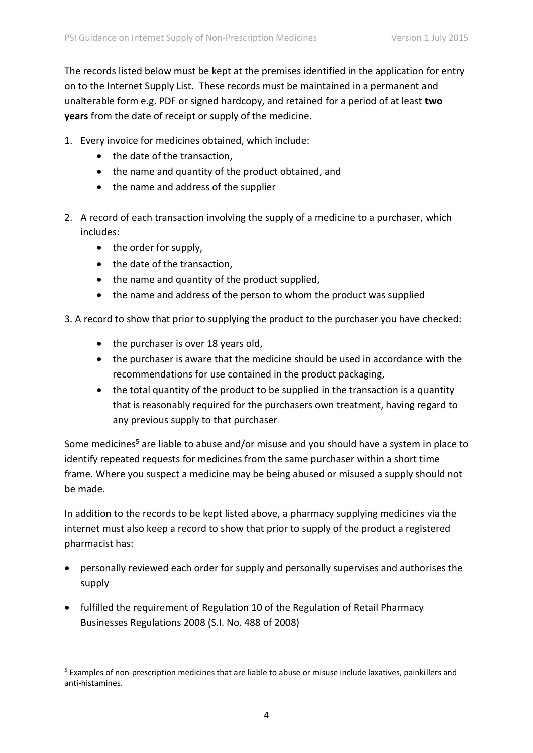The records listed below must be kept at the premises identified in the application for entry on to the Internet Supply List. These records must be maintained in a permanent and unalterable form e.g. PDF or signed hardcopy, and retained for a period of at least **two years** from the date of receipt or supply of the medicine.

1. Every invoice for medicines obtained, which include:
   - the date of the transaction,
   - the name and quantity of the product obtained, and
   - the name and address of the supplier

2. A record of each transaction involving the supply of a medicine to a purchaser, which includes:
   - the order for supply,
   - the date of the transaction,
   - the name and quantity of the product supplied,
   - the name and address of the person to whom the product was supplied

3. A record to show that prior to supplying the product to the purchaser you have checked:
   - the purchaser is over 18 years old,
   - the purchaser is aware that the medicine should be used in accordance with the recommendations for use contained in the product packaging,
   - the total quantity of the product to be supplied in the transaction is a quantity that is reasonably required for the purchasers own treatment, having regard to any previous supply to that purchaser

Some medicines[5] are liable to abuse and/or misuse and you should have a system in place to identify repeated requests for medicines from the same purchaser within a short time frame. Where you suspect a medicine may be being abused or misused a supply should not be made.

In addition to the records to be kept listed above, a pharmacy supplying medicines via the internet must also keep a record to show that prior to supply of the product a registered pharmacist has:

- personally reviewed each order for supply and personally supervises and authorises the supply
- fulfilled the requirement of Regulation 10 of the Regulation of Retail Pharmacy Businesses Regulations 2008 (S.I. No. 488 of 2008)

[5] Examples of non-prescription medicines that are liable to abuse or misuse include laxatives, painkillers and anti-histamines.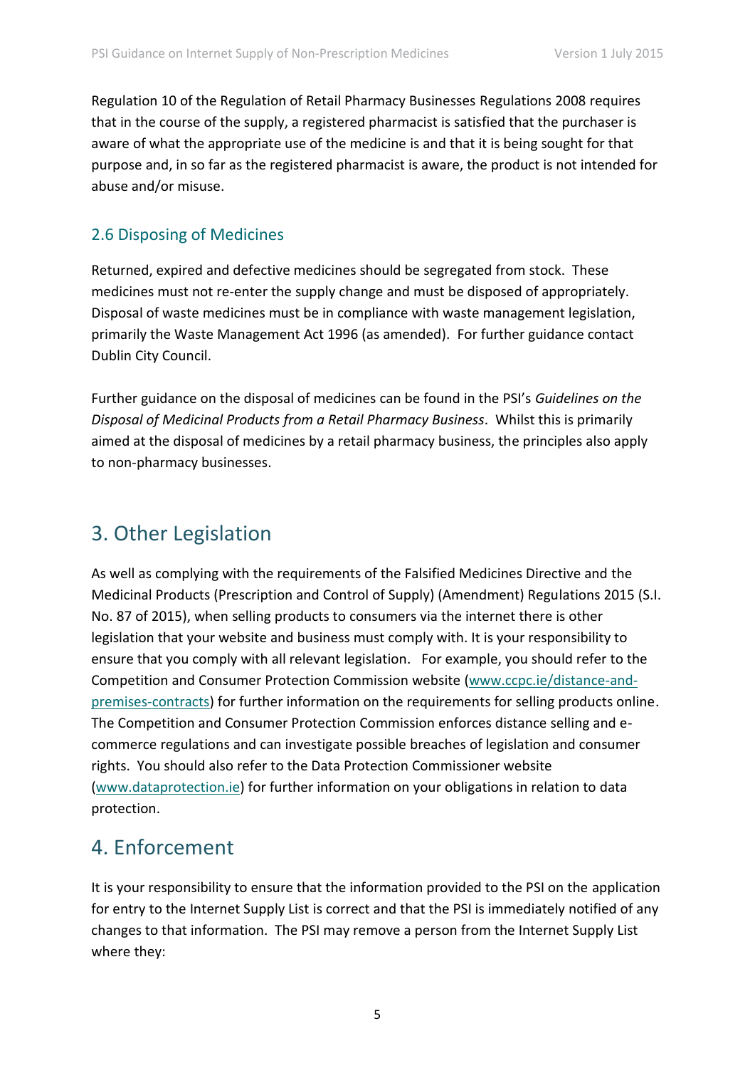Regulation 10 of the Regulation of Retail Pharmacy Businesses Regulations 2008 requires that in the course of the supply, a registered pharmacist is satisfied that the purchaser is aware of what the appropriate use of the medicine is and that it is being sought for that purpose and, in so far as the registered pharmacist is aware, the product is not intended for abuse and/or misuse.

### 2.6 Disposing of Medicines

Returned, expired and defective medicines should be segregated from stock. These medicines must not re-enter the supply change and must be disposed of appropriately. Disposal of waste medicines must be in compliance with waste management legislation, primarily the Waste Management Act 1996 (as amended). For further guidance contact Dublin City Council.

Further guidance on the disposal of medicines can be found in the PSI's *Guidelines on the Disposal of Medicinal Products from a Retail Pharmacy Business*. Whilst this is primarily aimed at the disposal of medicines by a retail pharmacy business, the principles also apply to non-pharmacy businesses.

## 3. Other Legislation

As well as complying with the requirements of the Falsified Medicines Directive and the Medicinal Products (Prescription and Control of Supply) (Amendment) Regulations 2015 (S.I. No. 87 of 2015), when selling products to consumers via the internet there is other legislation that your website and business must comply with. It is your responsibility to ensure that you comply with all relevant legislation. For example, you should refer to the Competition and Consumer Protection Commission website (www.ccpc.ie/distance-and-premises-contracts) for further information on the requirements for selling products online. The Competition and Consumer Protection Commission enforces distance selling and e-commerce regulations and can investigate possible breaches of legislation and consumer rights. You should also refer to the Data Protection Commissioner website (www.dataprotection.ie) for further information on your obligations in relation to data protection.

## 4. Enforcement

It is your responsibility to ensure that the information provided to the PSI on the application for entry to the Internet Supply List is correct and that the PSI is immediately notified of any changes to that information. The PSI may remove a person from the Internet Supply List where they: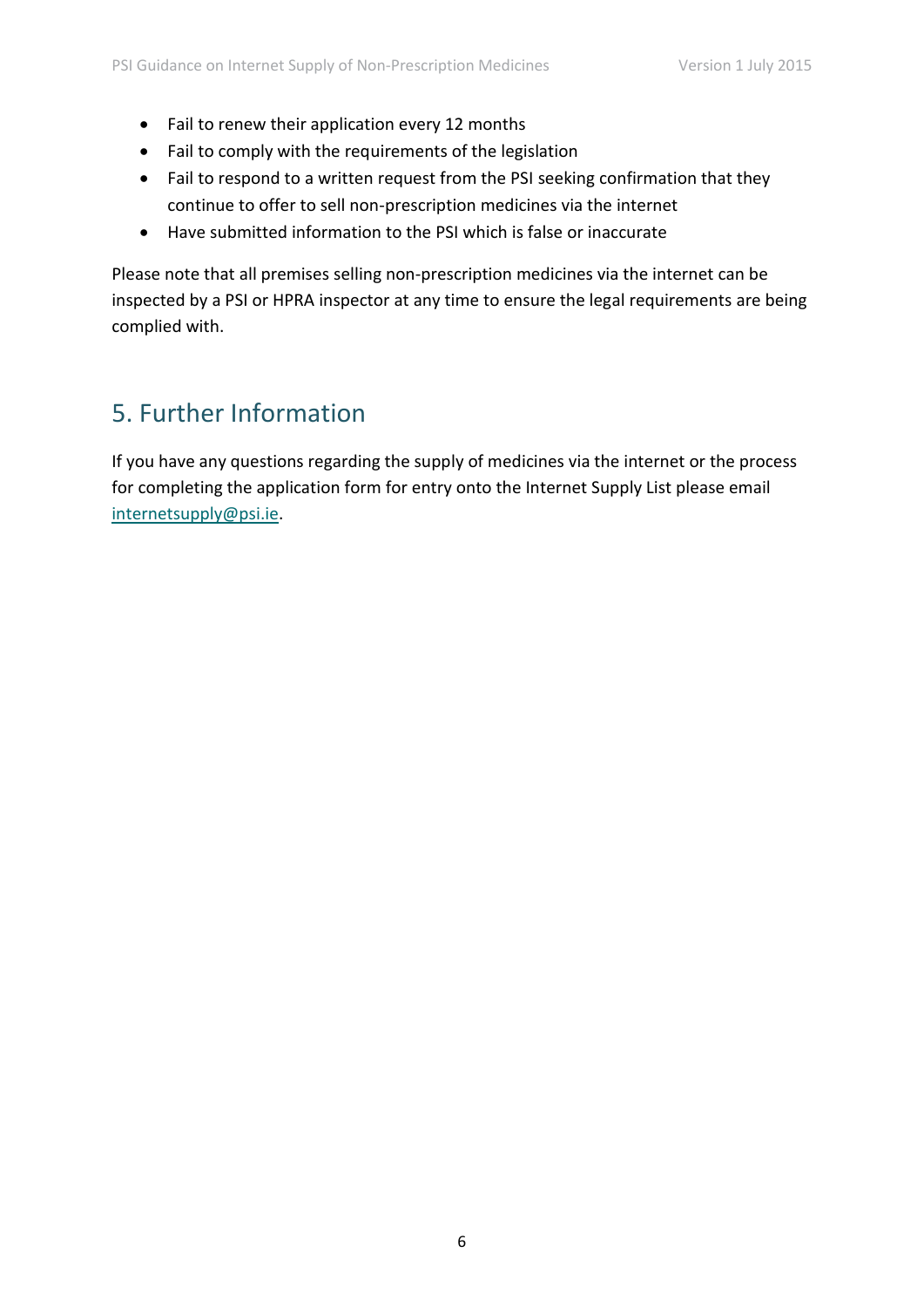- Fail to renew their application every 12 months
- Fail to comply with the requirements of the legislation
- Fail to respond to a written request from the PSI seeking confirmation that they continue to offer to sell non-prescription medicines via the internet
- Have submitted information to the PSI which is false or inaccurate

Please note that all premises selling non-prescription medicines via the internet can be inspected by a PSI or HPRA inspector at any time to ensure the legal requirements are being complied with.

## 5. Further Information

If you have any questions regarding the supply of medicines via the internet or the process for completing the application form for entry onto the Internet Supply List please email internetsupply@psi.ie.